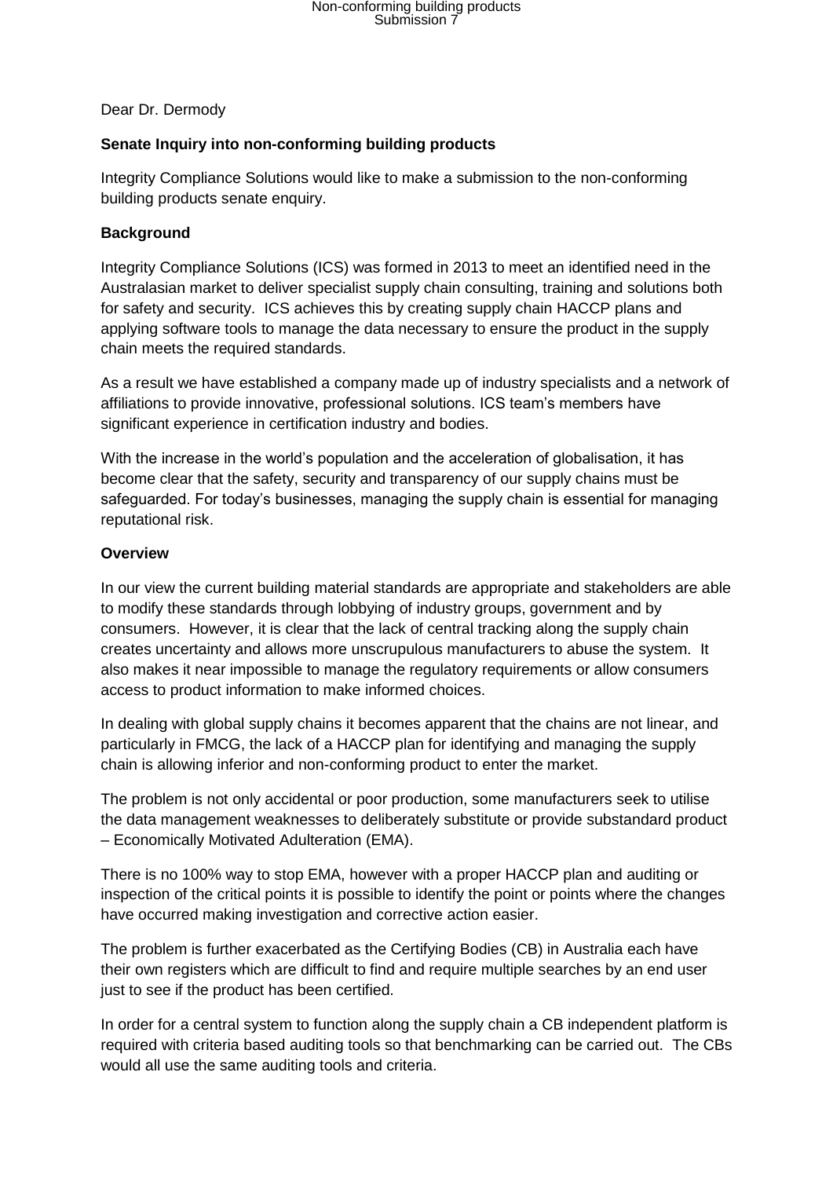Dear Dr. Dermody

**Senate Inquiry into non-conforming building products**

Integrity Compliance Solutions would like to make a submission to the non-conforming building products senate enquiry.

**Background**

Integrity Compliance Solutions (ICS) was formed in 2013 to meet an identified need in the Australasian market to deliver specialist supply chain consulting, training and solutions both for safety and security. ICS achieves this by creating supply chain HACCP plans and applying software tools to manage the data necessary to ensure the product in the supply chain meets the required standards.

As a result we have established a company made up of industry specialists and a network of affiliations to provide innovative, professional solutions. ICS team's members have significant experience in certification industry and bodies.

With the increase in the world's population and the acceleration of globalisation, it has become clear that the safety, security and transparency of our supply chains must be safeguarded. For today's businesses, managing the supply chain is essential for managing reputational risk.

**Overview**

In our view the current building material standards are appropriate and stakeholders are able to modify these standards through lobbying of industry groups, government and by consumers. However, it is clear that the lack of central tracking along the supply chain creates uncertainty and allows more unscrupulous manufacturers to abuse the system. It also makes it near impossible to manage the regulatory requirements or allow consumers access to product information to make informed choices.

In dealing with global supply chains it becomes apparent that the chains are not linear, and particularly in FMCG, the lack of a HACCP plan for identifying and managing the supply chain is allowing inferior and non-conforming product to enter the market.

The problem is not only accidental or poor production, some manufacturers seek to utilise the data management weaknesses to deliberately substitute or provide substandard product – Economically Motivated Adulteration (EMA).

There is no 100% way to stop EMA, however with a proper HACCP plan and auditing or inspection of the critical points it is possible to identify the point or points where the changes have occurred making investigation and corrective action easier.

The problem is further exacerbated as the Certifying Bodies (CB) in Australia each have their own registers which are difficult to find and require multiple searches by an end user just to see if the product has been certified.

In order for a central system to function along the supply chain a CB independent platform is required with criteria based auditing tools so that benchmarking can be carried out. The CBs would all use the same auditing tools and criteria.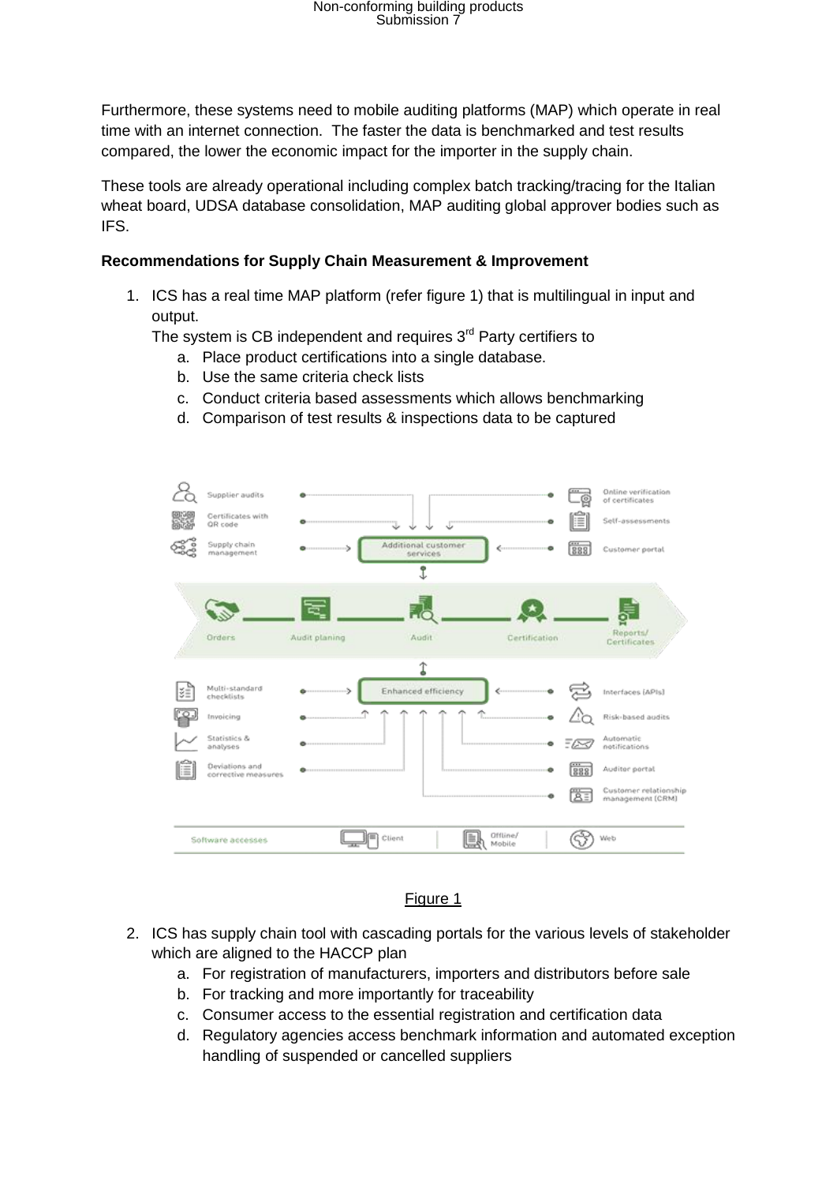Furthermore, these systems need to mobile auditing platforms (MAP) which operate in real time with an internet connection. The faster the data is benchmarked and test results compared, the lower the economic impact for the importer in the supply chain.

These tools are already operational including complex batch tracking/tracing for the Italian wheat board, UDSA database consolidation, MAP auditing global approver bodies such as IFS.

**Recommendations for Supply Chain Measurement & Improvement**

1. ICS has a real time MAP platform (refer figure 1) that is multilingual in input and output.
   The system is CB independent and requires 3rd Party certifiers to
   a. Place product certifications into a single database.
   b. Use the same criteria check lists
   c. Conduct criteria based assessments which allows benchmarking
   d. Comparison of test results & inspections data to be captured

Figure 1

2. ICS has supply chain tool with cascading portals for the various levels of stakeholder which are aligned to the HACCP plan
   a. For registration of manufacturers, importers and distributors before sale
   b. For tracking and more importantly for traceability
   c. Consumer access to the essential registration and certification data
   d. Regulatory agencies access benchmark information and automated exception handling of suspended or cancelled suppliers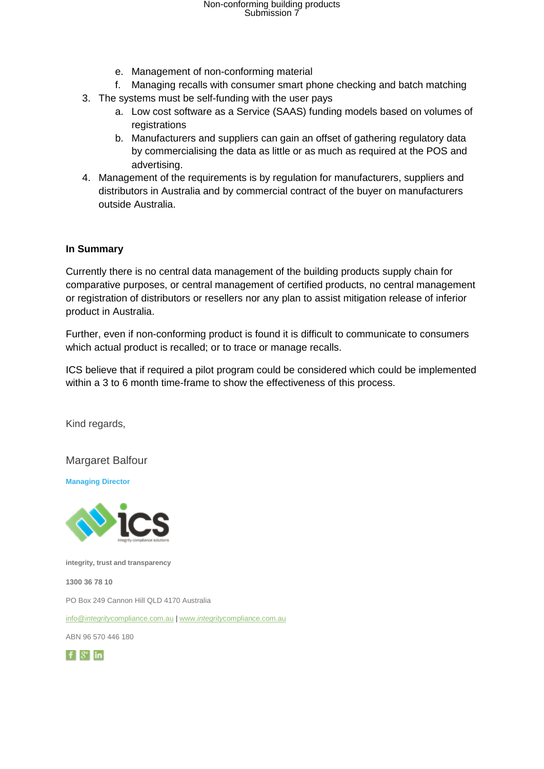e. Management of non-conforming material
   f. Managing recalls with consumer smart phone checking and batch matching
3. The systems must be self-funding with the user pays
   a. Low cost software as a Service (SAAS) funding models based on volumes of registrations
   b. Manufacturers and suppliers can gain an offset of gathering regulatory data by commercialising the data as little or as much as required at the POS and advertising.
4. Management of the requirements is by regulation for manufacturers, suppliers and distributors in Australia and by commercial contract of the buyer on manufacturers outside Australia.

**In Summary**

Currently there is no central data management of the building products supply chain for comparative purposes, or central management of certified products, no central management or registration of distributors or resellers nor any plan to assist mitigation release of inferior product in Australia.

Further, even if non-conforming product is found it is difficult to communicate to consumers which actual product is recalled; or to trace or manage recalls.

ICS believe that if required a pilot program could be considered which could be implemented within a 3 to 6 month time-frame to show the effectiveness of this process.

Kind regards,

Margaret Balfour

**Managing Director**

**integrity, trust and transparency**

**1300 36 78 10**

PO Box 249 Cannon Hill QLD 4170 Australia

info@integritycompliance.com.au | www.integritycompliance.com.au

ABN 96 570 446 180